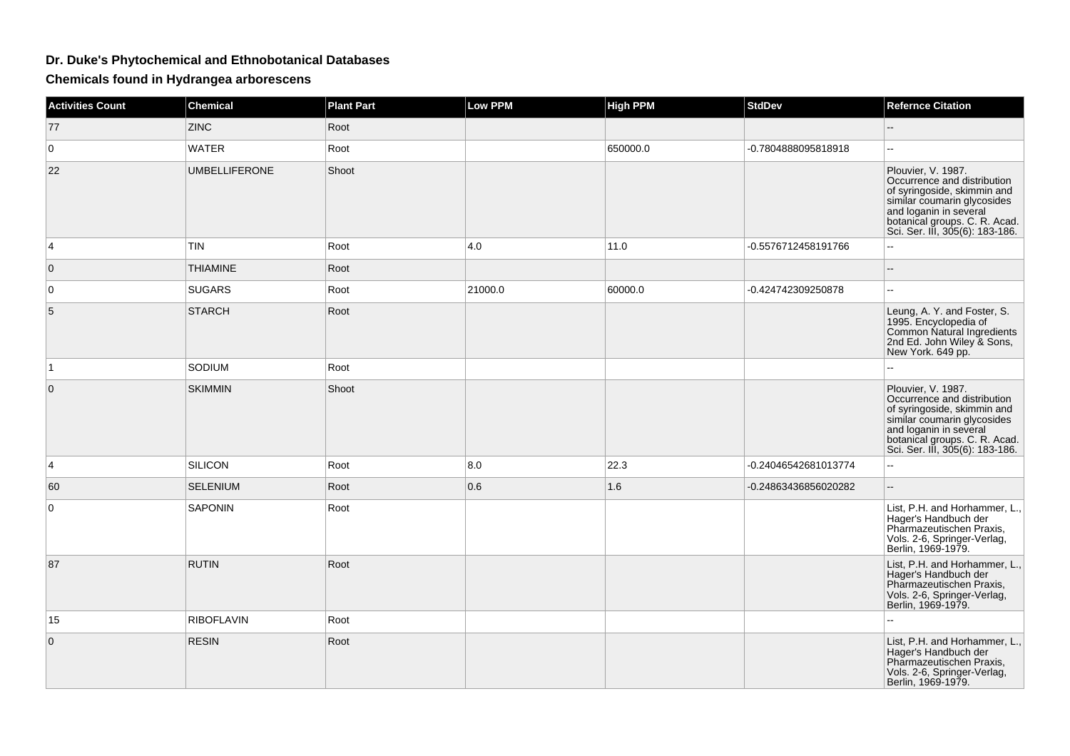# Dr. Duke's Phytochemical and Ethnobotanical Databases

## Chemicals found in Hydrangea arborescens

| Activities Count | Chemical | Plant Part | Low PPM | High PPM | StdDev | Refernce Citation |
|---|---|---|---|---|---|---|
| 77 | ZINC | Root | | | | -- |
| 0 | WATER | Root | | 650000.0 | -0.7804888095818918 | -- |
| 22 | UMBELLIFERONE | Shoot | | | | Plouvier, V. 1987. Occurrence and distribution of syringoside, skimmin and similar coumarin glycosides and loganin in several botanical groups. C. R. Acad. Sci. Ser. III, 305(6): 183-186. |
| 4 | TIN | Root | 4.0 | 11.0 | -0.5576712458191766 | -- |
| 0 | THIAMINE | Root | | | | -- |
| 0 | SUGARS | Root | 21000.0 | 60000.0 | -0.424742309250878 | -- |
| 5 | STARCH | Root | | | | Leung, A. Y. and Foster, S. 1995. Encyclopedia of Common Natural Ingredients 2nd Ed. John Wiley & Sons, New York. 649 pp. |
| 1 | SODIUM | Root | | | | -- |
| 0 | SKIMMIN | Shoot | | | | Plouvier, V. 1987. Occurrence and distribution of syringoside, skimmin and similar coumarin glycosides and loganin in several botanical groups. C. R. Acad. Sci. Ser. III, 305(6): 183-186. |
| 4 | SILICON | Root | 8.0 | 22.3 | -0.24046542681013774 | -- |
| 60 | SELENIUM | Root | 0.6 | 1.6 | -0.24863436856020282 | -- |
| 0 | SAPONIN | Root | | | | List, P.H. and Horhammer, L., Hager's Handbuch der Pharmazeutischen Praxis, Vols. 2-6, Springer-Verlag, Berlin, 1969-1979. |
| 87 | RUTIN | Root | | | | List, P.H. and Horhammer, L., Hager's Handbuch der Pharmazeutischen Praxis, Vols. 2-6, Springer-Verlag, Berlin, 1969-1979. |
| 15 | RIBOFLAVIN | Root | | | | -- |
| 0 | RESIN | Root | | | | List, P.H. and Horhammer, L., Hager's Handbuch der Pharmazeutischen Praxis, Vols. 2-6, Springer-Verlag, Berlin, 1969-1979. |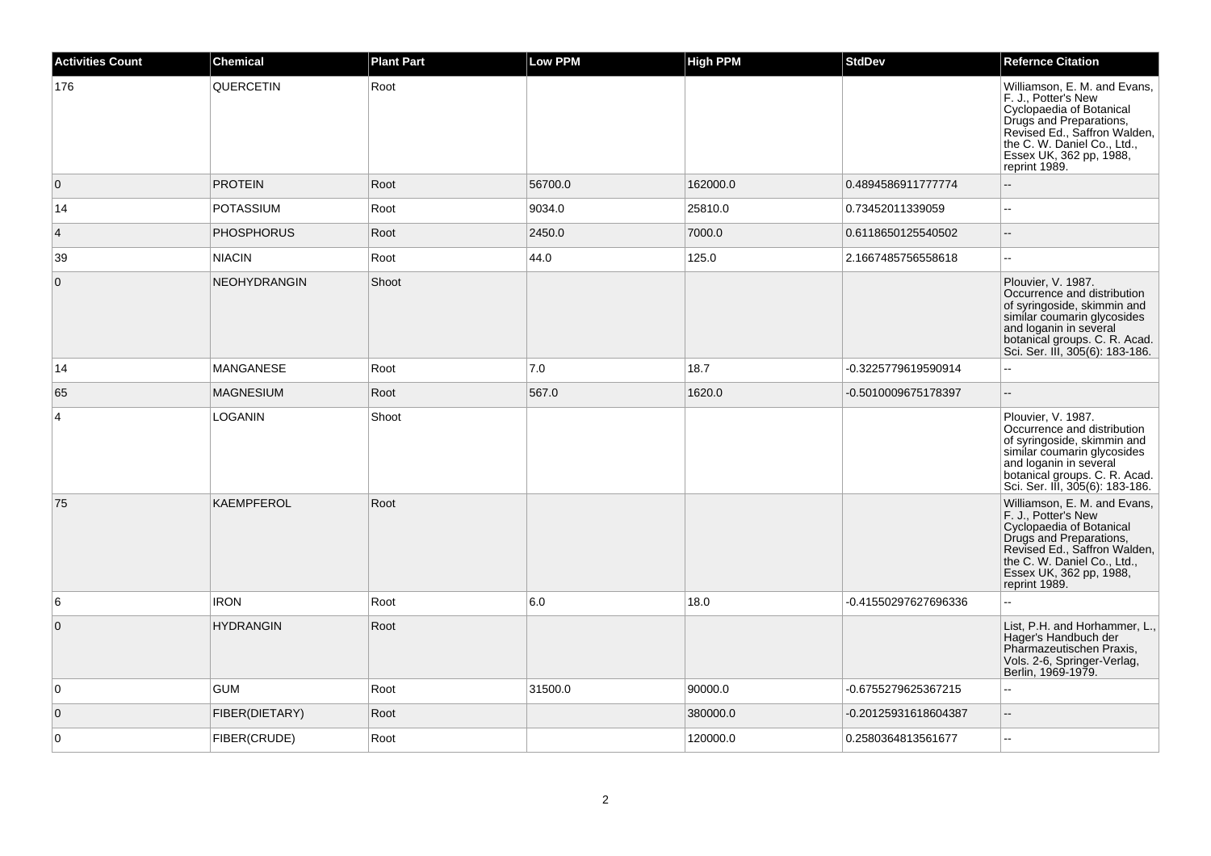| Activities Count | Chemical | Plant Part | Low PPM | High PPM | StdDev | Refernce Citation |
|---|---|---|---|---|---|---|
| 176 | QUERCETIN | Root | | | | Williamson, E. M. and Evans, F. J., Potter's New Cyclopaedia of Botanical Drugs and Preparations, Revised Ed., Saffron Walden, the C. W. Daniel Co., Ltd., Essex UK, 362 pp, 1988, reprint 1989. |
| 0 | PROTEIN | Root | 56700.0 | 162000.0 | 0.4894586911777774 | -- |
| 14 | POTASSIUM | Root | 9034.0 | 25810.0 | 0.73452011339059 | -- |
| 4 | PHOSPHORUS | Root | 2450.0 | 7000.0 | 0.6118650125540502 | -- |
| 39 | NIACIN | Root | 44.0 | 125.0 | 2.1667485756558618 | -- |
| 0 | NEOHYDRANGIN | Shoot | | | | Plouvier, V. 1987. Occurrence and distribution of syringoside, skimmin and similar coumarin glycosides and loganin in several botanical groups. C. R. Acad. Sci. Ser. III, 305(6): 183-186. |
| 14 | MANGANESE | Root | 7.0 | 18.7 | -0.3225779619590914 | -- |
| 65 | MAGNESIUM | Root | 567.0 | 1620.0 | -0.5010009675178397 | -- |
| 4 | LOGANIN | Shoot | | | | Plouvier, V. 1987. Occurrence and distribution of syringoside, skimmin and similar coumarin glycosides and loganin in several botanical groups. C. R. Acad. Sci. Ser. III, 305(6): 183-186. |
| 75 | KAEMPFEROL | Root | | | | Williamson, E. M. and Evans, F. J., Potter's New Cyclopaedia of Botanical Drugs and Preparations, Revised Ed., Saffron Walden, the C. W. Daniel Co., Ltd., Essex UK, 362 pp, 1988, reprint 1989. |
| 6 | IRON | Root | 6.0 | 18.0 | -0.41550297627696336 | -- |
| 0 | HYDRANGIN | Root | | | | List, P.H. and Horhammer, L., Hager's Handbuch der Pharmazeutischen Praxis, Vols. 2-6, Springer-Verlag, Berlin, 1969-1979. |
| 0 | GUM | Root | 31500.0 | 90000.0 | -0.6755279625367215 | -- |
| 0 | FIBER(DIETARY) | Root | | 380000.0 | -0.20125931618604387 | -- |
| 0 | FIBER(CRUDE) | Root | | 120000.0 | 0.2580364813561677 | -- |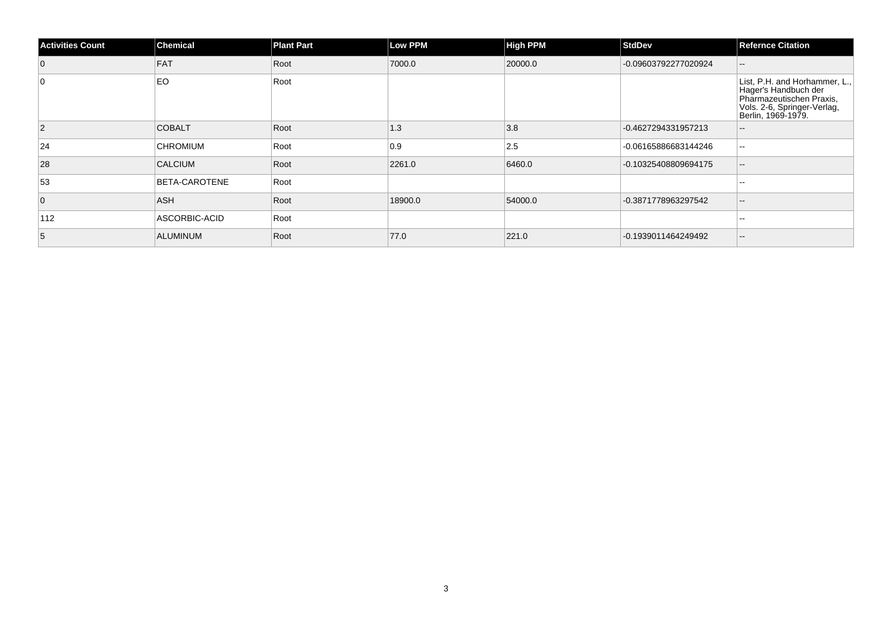| Activities Count | Chemical | Plant Part | Low PPM | High PPM | StdDev | Refernce Citation |
| --- | --- | --- | --- | --- | --- | --- |
| 0 | FAT | Root | 7000.0 | 20000.0 | -0.09603792277020924 | -- |
| 0 | EO | Root | | | | List, P.H. and Horhammer, L., Hager's Handbuch der Pharmazeutischen Praxis, Vols. 2-6, Springer-Verlag, Berlin, 1969-1979. |
| 2 | COBALT | Root | 1.3 | 3.8 | -0.4627294331957213 | -- |
| 24 | CHROMIUM | Root | 0.9 | 2.5 | -0.06165886683144246 | -- |
| 28 | CALCIUM | Root | 2261.0 | 6460.0 | -0.10325408809694175 | -- |
| 53 | BETA-CAROTENE | Root | | | | -- |
| 0 | ASH | Root | 18900.0 | 54000.0 | -0.3871778963297542 | -- |
| 112 | ASCORBIC-ACID | Root | | | | -- |
| 5 | ALUMINUM | Root | 77.0 | 221.0 | -0.1939011464249492 | -- |